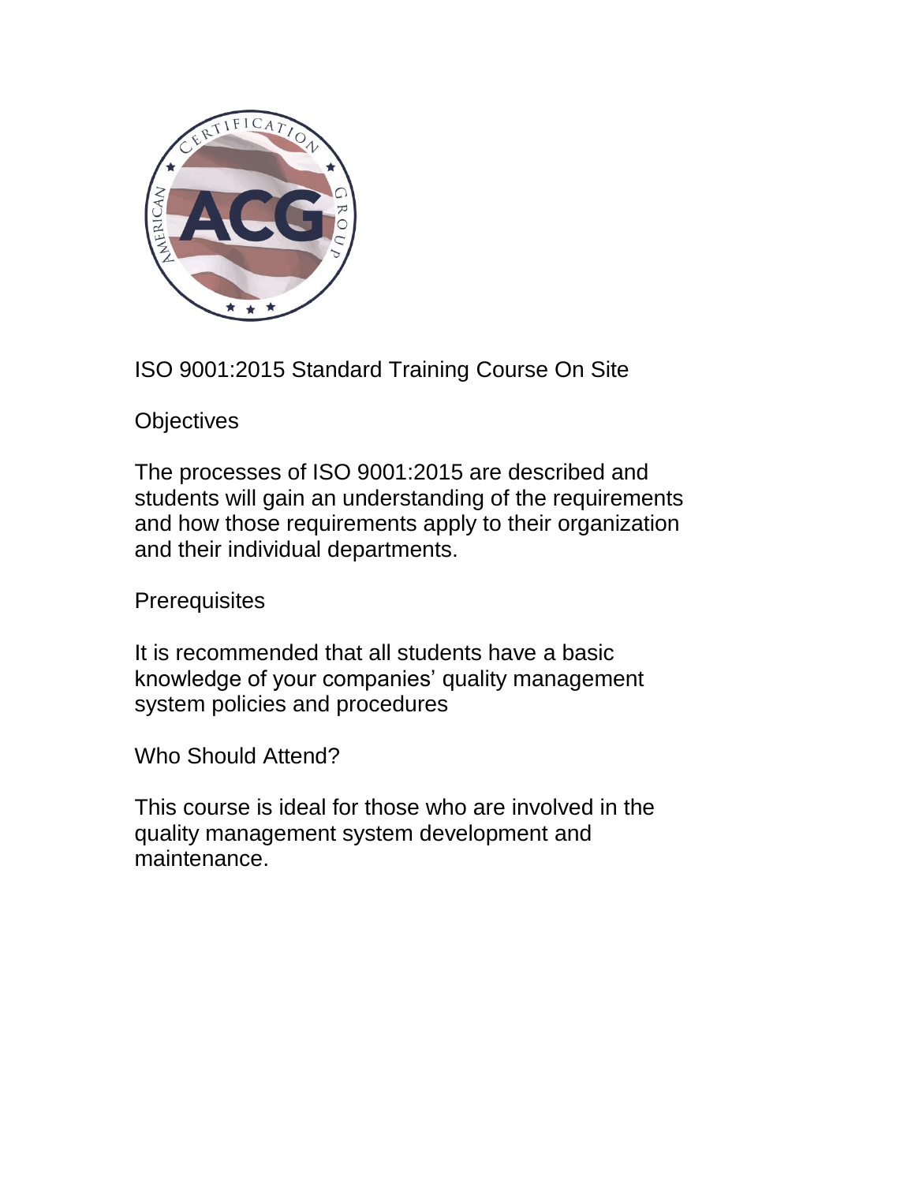# ISO 9001:2015 Standard Training Course On Site

## Objectives

The processes of ISO 9001:2015 are described and students will gain an understanding of the requirements and how those requirements apply to their organization and their individual departments.

## Prerequisites

It is recommended that all students have a basic knowledge of your companies' quality management system policies and procedures

## Who Should Attend?

This course is ideal for those who are involved in the quality management system development and maintenance.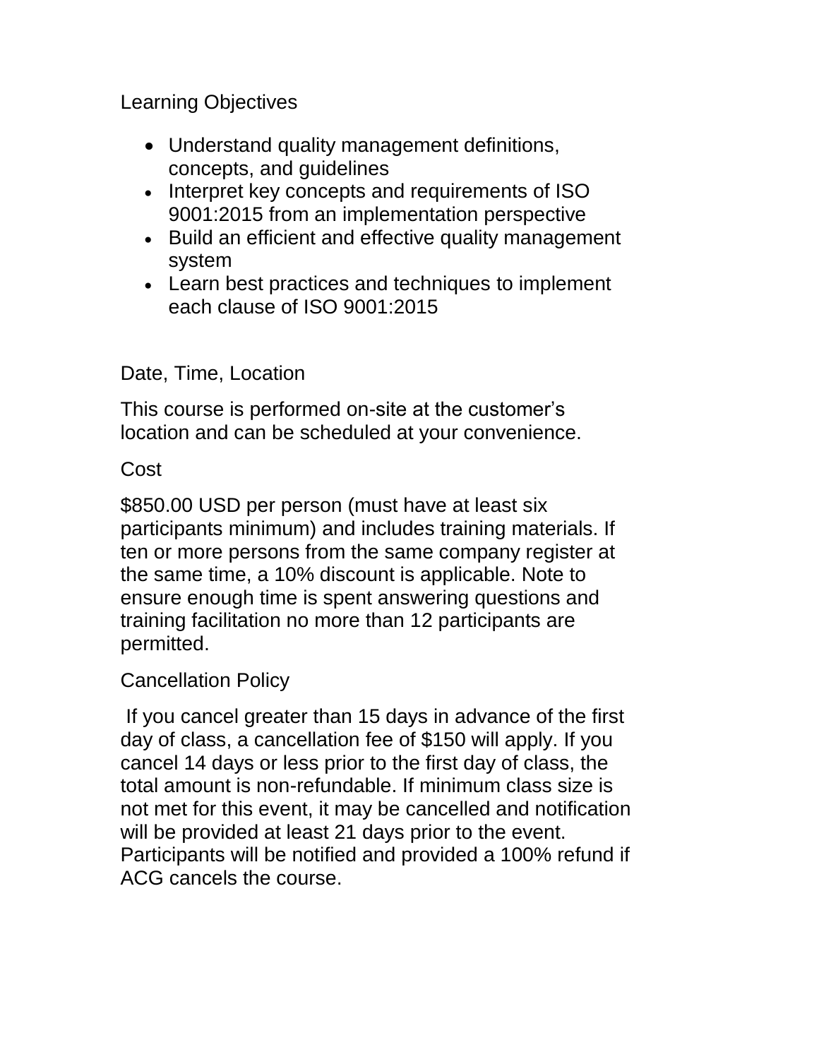Learning Objectives

- Understand quality management definitions, concepts, and guidelines
- Interpret key concepts and requirements of ISO 9001:2015 from an implementation perspective
- Build an efficient and effective quality management system
- Learn best practices and techniques to implement each clause of ISO 9001:2015

Date, Time, Location

This course is performed on-site at the customer's location and can be scheduled at your convenience.

Cost

$850.00 USD per person (must have at least six participants minimum) and includes training materials. If ten or more persons from the same company register at the same time, a 10% discount is applicable. Note to ensure enough time is spent answering questions and training facilitation no more than 12 participants are permitted.

Cancellation Policy

If you cancel greater than 15 days in advance of the first day of class, a cancellation fee of $150 will apply. If you cancel 14 days or less prior to the first day of class, the total amount is non-refundable. If minimum class size is not met for this event, it may be cancelled and notification will be provided at least 21 days prior to the event. Participants will be notified and provided a 100% refund if ACG cancels the course.